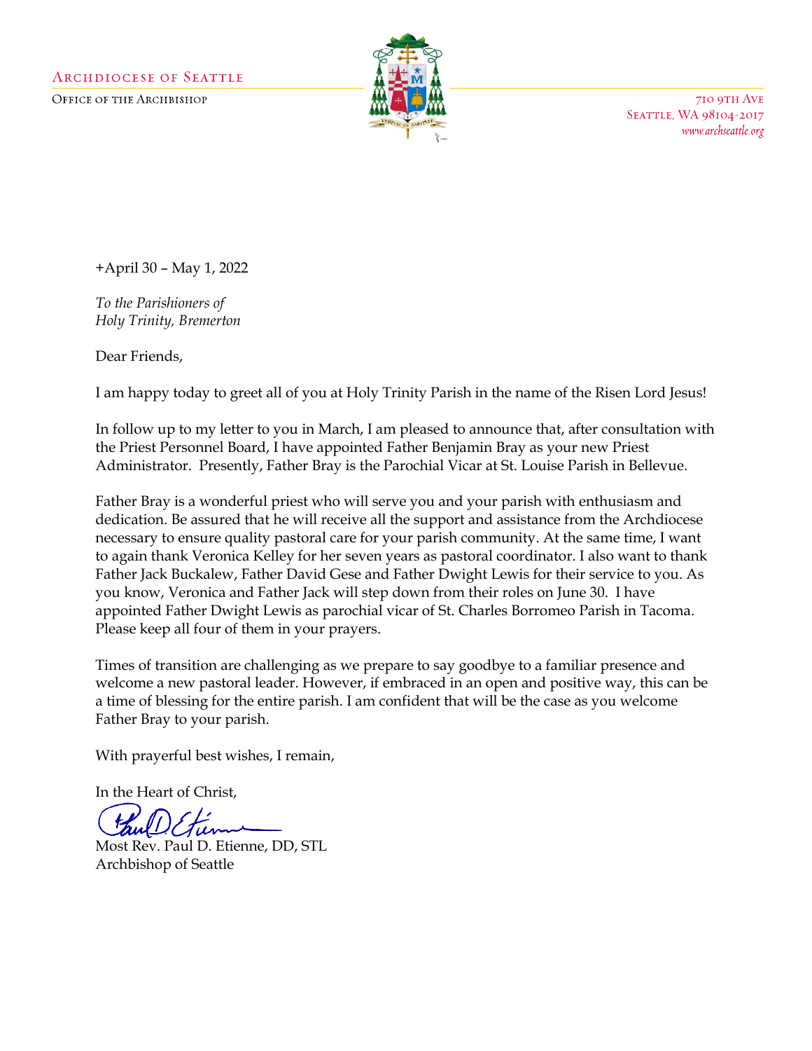ARCHDIOCESE OF SEATTLE
OFFICE OF THE ARCHBISHOP

710 9TH AVE
SEATTLE, WA 98104-2017
*www.archseattle.org*

+April 30 – May 1, 2022

*To the Parishioners of*
*Holy Trinity, Bremerton*

Dear Friends,

I am happy today to greet all of you at Holy Trinity Parish in the name of the Risen Lord Jesus!

In follow up to my letter to you in March, I am pleased to announce that, after consultation with the Priest Personnel Board, I have appointed Father Benjamin Bray as your new Priest Administrator. Presently, Father Bray is the Parochial Vicar at St. Louise Parish in Bellevue.

Father Bray is a wonderful priest who will serve you and your parish with enthusiasm and dedication. Be assured that he will receive all the support and assistance from the Archdiocese necessary to ensure quality pastoral care for your parish community. At the same time, I want to again thank Veronica Kelley for her seven years as pastoral coordinator. I also want to thank Father Jack Buckalew, Father David Gese and Father Dwight Lewis for their service to you. As you know, Veronica and Father Jack will step down from their roles on June 30. I have appointed Father Dwight Lewis as parochial vicar of St. Charles Borromeo Parish in Tacoma. Please keep all four of them in your prayers.

Times of transition are challenging as we prepare to say goodbye to a familiar presence and welcome a new pastoral leader. However, if embraced in an open and positive way, this can be a time of blessing for the entire parish. I am confident that will be the case as you welcome Father Bray to your parish.

With prayerful best wishes, I remain,

In the Heart of Christ,

Most Rev. Paul D. Etienne, DD, STL
Archbishop of Seattle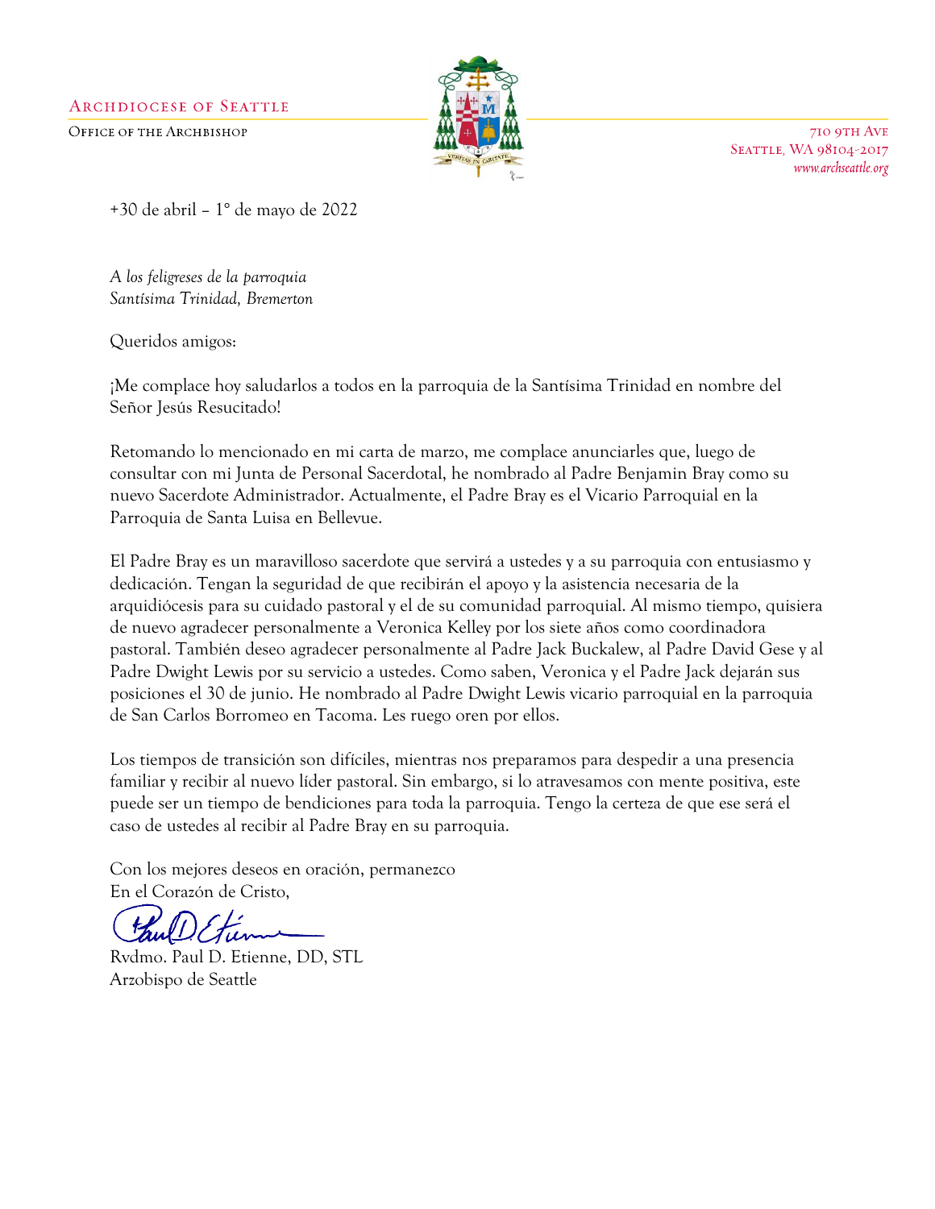Archdiocese of Seattle
Office of the Archbishop

710 9th Ave
Seattle, WA 98104-2017
www.archseattle.org

+30 de abril – 1° de mayo de 2022

*A los feligreses de la parroquia*
*Santísima Trinidad, Bremerton*

Queridos amigos:

¡Me complace hoy saludarlos a todos en la parroquia de la Santísima Trinidad en nombre del Señor Jesús Resucitado!

Retomando lo mencionado en mi carta de marzo, me complace anunciarles que, luego de consultar con mi Junta de Personal Sacerdotal, he nombrado al Padre Benjamin Bray como su nuevo Sacerdote Administrador. Actualmente, el Padre Bray es el Vicario Parroquial en la Parroquia de Santa Luisa en Bellevue.

El Padre Bray es un maravilloso sacerdote que servirá a ustedes y a su parroquia con entusiasmo y dedicación. Tengan la seguridad de que recibirán el apoyo y la asistencia necesaria de la arquidiócesis para su cuidado pastoral y el de su comunidad parroquial. Al mismo tiempo, quisiera de nuevo agradecer personalmente a Veronica Kelley por los siete años como coordinadora pastoral. También deseo agradecer personalmente al Padre Jack Buckalew, al Padre David Gese y al Padre Dwight Lewis por su servicio a ustedes. Como saben, Veronica y el Padre Jack dejarán sus posiciones el 30 de junio. He nombrado al Padre Dwight Lewis vicario parroquial en la parroquia de San Carlos Borromeo en Tacoma. Les ruego oren por ellos.

Los tiempos de transición son difíciles, mientras nos preparamos para despedir a una presencia familiar y recibir al nuevo líder pastoral. Sin embargo, si lo atravesamos con mente positiva, este puede ser un tiempo de bendiciones para toda la parroquia. Tengo la certeza de que ese será el caso de ustedes al recibir al Padre Bray en su parroquia.

Con los mejores deseos en oración, permanezco
En el Corazón de Cristo,

Rvdmo. Paul D. Etienne, DD, STL
Arzobispo de Seattle